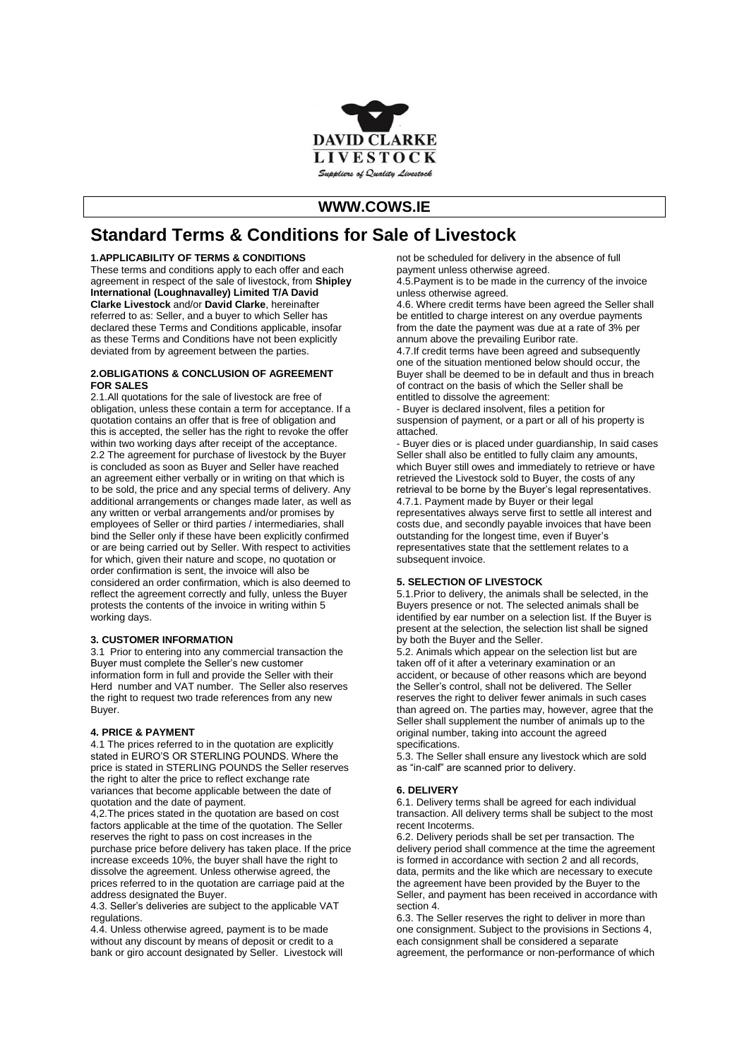**DAVID CLARKE LIVESTOCK**

*Suppliers of Quality Livestock*

**WWW.COWS.IE**

# Standard Terms & Conditions for Sale of Livestock

### 1.APPLICABILITY OF TERMS & CONDITIONS

These terms and conditions apply to each offer and each agreement in respect of the sale of livestock, from **Shipley International (Loughnavalley) Limited T/A David Clarke Livestock** and/or **David Clarke**, hereinafter referred to as: Seller, and a buyer to which Seller has declared these Terms and Conditions applicable, insofar as these Terms and Conditions have not been explicitly deviated from by agreement between the parties.

### 2.OBLIGATIONS & CONCLUSION OF AGREEMENT FOR SALES

2.1.All quotations for the sale of livestock are free of obligation, unless these contain a term for acceptance. If a quotation contains an offer that is free of obligation and this is accepted, the seller has the right to revoke the offer within two working days after receipt of the acceptance.

2.2 The agreement for purchase of livestock by the Buyer is concluded as soon as Buyer and Seller have reached an agreement either verbally or in writing on that which is to be sold, the price and any special terms of delivery. Any additional arrangements or changes made later, as well as any written or verbal arrangements and/or promises by employees of Seller or third parties / intermediaries, shall bind the Seller only if these have been explicitly confirmed or are being carried out by Seller. With respect to activities for which, given their nature and scope, no quotation or order confirmation is sent, the invoice will also be considered an order confirmation, which is also deemed to reflect the agreement correctly and fully, unless the Buyer protests the contents of the invoice in writing within 5 working days.

### 3. CUSTOMER INFORMATION

3.1 Prior to entering into any commercial transaction the Buyer must complete the Seller's new customer information form in full and provide the Seller with their Herd number and VAT number. The Seller also reserves the right to request two trade references from any new Buyer.

### 4. PRICE & PAYMENT

4.1 The prices referred to in the quotation are explicitly stated in EURO'S OR STERLING POUNDS. Where the price is stated in STERLING POUNDS the Seller reserves the right to alter the price to reflect exchange rate variances that become applicable between the date of quotation and the date of payment.

4,2.The prices stated in the quotation are based on cost factors applicable at the time of the quotation. The Seller reserves the right to pass on cost increases in the purchase price before delivery has taken place. If the price increase exceeds 10%, the buyer shall have the right to dissolve the agreement. Unless otherwise agreed, the prices referred to in the quotation are carriage paid at the address designated the Buyer.

4.3. Seller's deliveries are subject to the applicable VAT regulations.

4.4. Unless otherwise agreed, payment is to be made without any discount by means of deposit or credit to a bank or giro account designated by Seller. Livestock will not be scheduled for delivery in the absence of full payment unless otherwise agreed.

4.5.Payment is to be made in the currency of the invoice unless otherwise agreed.

4.6. Where credit terms have been agreed the Seller shall be entitled to charge interest on any overdue payments from the date the payment was due at a rate of 3% per annum above the prevailing Euribor rate.

4.7.If credit terms have been agreed and subsequently one of the situation mentioned below should occur, the Buyer shall be deemed to be in default and thus in breach of contract on the basis of which the Seller shall be entitled to dissolve the agreement:

- Buyer is declared insolvent, files a petition for suspension of payment, or a part or all of his property is attached.
- Buyer dies or is placed under guardianship, In said cases Seller shall also be entitled to fully claim any amounts, which Buyer still owes and immediately to retrieve or have retrieved the Livestock sold to Buyer, the costs of any retrieval to be borne by the Buyer's legal representatives.

4.7.1. Payment made by Buyer or their legal representatives always serve first to settle all interest and costs due, and secondly payable invoices that have been outstanding for the longest time, even if Buyer's representatives state that the settlement relates to a subsequent invoice.

### 5. SELECTION OF LIVESTOCK

5.1.Prior to delivery, the animals shall be selected, in the Buyers presence or not. The selected animals shall be identified by ear number on a selection list. If the Buyer is present at the selection, the selection list shall be signed by both the Buyer and the Seller.

5.2. Animals which appear on the selection list but are taken off of it after a veterinary examination or an accident, or because of other reasons which are beyond the Seller's control, shall not be delivered. The Seller reserves the right to deliver fewer animals in such cases than agreed on. The parties may, however, agree that the Seller shall supplement the number of animals up to the original number, taking into account the agreed specifications.

5.3. The Seller shall ensure any livestock which are sold as "in-calf" are scanned prior to delivery.

### 6. DELIVERY

6.1. Delivery terms shall be agreed for each individual transaction. All delivery terms shall be subject to the most recent Incoterms.

6.2. Delivery periods shall be set per transaction. The delivery period shall commence at the time the agreement is formed in accordance with section 2 and all records, data, permits and the like which are necessary to execute the agreement have been provided by the Buyer to the Seller, and payment has been received in accordance with section 4.

6.3. The Seller reserves the right to deliver in more than one consignment. Subject to the provisions in Sections 4, each consignment shall be considered a separate agreement, the performance or non-performance of which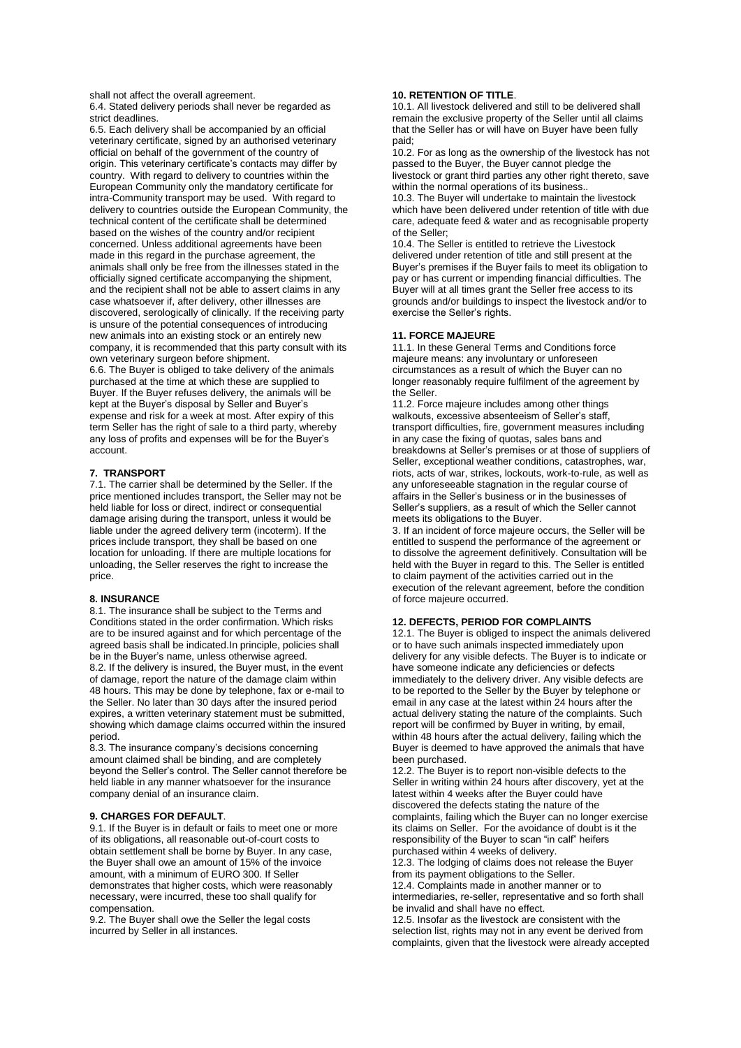shall not affect the overall agreement.

6.4. Stated delivery periods shall never be regarded as strict deadlines.

6.5. Each delivery shall be accompanied by an official veterinary certificate, signed by an authorised veterinary official on behalf of the government of the country of origin. This veterinary certificate's contacts may differ by country. With regard to delivery to countries within the European Community only the mandatory certificate for intra-Community transport may be used. With regard to delivery to countries outside the European Community, the technical content of the certificate shall be determined based on the wishes of the country and/or recipient concerned. Unless additional agreements have been made in this regard in the purchase agreement, the animals shall only be free from the illnesses stated in the officially signed certificate accompanying the shipment, and the recipient shall not be able to assert claims in any case whatsoever if, after delivery, other illnesses are discovered, serologically of clinically. If the receiving party is unsure of the potential consequences of introducing new animals into an existing stock or an entirely new company, it is recommended that this party consult with its own veterinary surgeon before shipment.

6.6. The Buyer is obliged to take delivery of the animals purchased at the time at which these are supplied to Buyer. If the Buyer refuses delivery, the animals will be kept at the Buyer's disposal by Seller and Buyer's expense and risk for a week at most. After expiry of this term Seller has the right of sale to a third party, whereby any loss of profits and expenses will be for the Buyer's account.

## 7. TRANSPORT

7.1. The carrier shall be determined by the Seller. If the price mentioned includes transport, the Seller may not be held liable for loss or direct, indirect or consequential damage arising during the transport, unless it would be liable under the agreed delivery term (incoterm). If the prices include transport, they shall be based on one location for unloading. If there are multiple locations for unloading, the Seller reserves the right to increase the price.

## 8. INSURANCE

8.1. The insurance shall be subject to the Terms and Conditions stated in the order confirmation. Which risks are to be insured against and for which percentage of the agreed basis shall be indicated.In principle, policies shall be in the Buyer's name, unless otherwise agreed.

8.2. If the delivery is insured, the Buyer must, in the event of damage, report the nature of the damage claim within 48 hours. This may be done by telephone, fax or e-mail to the Seller. No later than 30 days after the insured period expires, a written veterinary statement must be submitted, showing which damage claims occurred within the insured period.

8.3. The insurance company's decisions concerning amount claimed shall be binding, and are completely beyond the Seller's control. The Seller cannot therefore be held liable in any manner whatsoever for the insurance company denial of an insurance claim.

## 9. CHARGES FOR DEFAULT.

9.1. If the Buyer is in default or fails to meet one or more of its obligations, all reasonable out-of-court costs to obtain settlement shall be borne by Buyer. In any case, the Buyer shall owe an amount of 15% of the invoice amount, with a minimum of EURO 300. If Seller demonstrates that higher costs, which were reasonably necessary, were incurred, these too shall qualify for compensation.

9.2. The Buyer shall owe the Seller the legal costs incurred by Seller in all instances.

## 10. RETENTION OF TITLE.

10.1. All livestock delivered and still to be delivered shall remain the exclusive property of the Seller until all claims that the Seller has or will have on Buyer have been fully paid;

10.2. For as long as the ownership of the livestock has not passed to the Buyer, the Buyer cannot pledge the livestock or grant third parties any other right thereto, save within the normal operations of its business..

10.3. The Buyer will undertake to maintain the livestock which have been delivered under retention of title with due care, adequate feed & water and as recognisable property of the Seller;

10.4. The Seller is entitled to retrieve the Livestock delivered under retention of title and still present at the Buyer's premises if the Buyer fails to meet its obligation to pay or has current or impending financial difficulties. The Buyer will at all times grant the Seller free access to its grounds and/or buildings to inspect the livestock and/or to exercise the Seller's rights.

## 11. FORCE MAJEURE

11.1. In these General Terms and Conditions force majeure means: any involuntary or unforeseen circumstances as a result of which the Buyer can no longer reasonably require fulfilment of the agreement by the Seller.

11.2. Force majeure includes among other things walkouts, excessive absenteeism of Seller's staff, transport difficulties, fire, government measures including in any case the fixing of quotas, sales bans and breakdowns at Seller's premises or at those of suppliers of Seller, exceptional weather conditions, catastrophes, war, riots, acts of war, strikes, lockouts, work-to-rule, as well as any unforeseeable stagnation in the regular course of affairs in the Seller's business or in the businesses of Seller's suppliers, as a result of which the Seller cannot meets its obligations to the Buyer.

3. If an incident of force majeure occurs, the Seller will be entitled to suspend the performance of the agreement or to dissolve the agreement definitively. Consultation will be held with the Buyer in regard to this. The Seller is entitled to claim payment of the activities carried out in the execution of the relevant agreement, before the condition of force majeure occurred.

## 12. DEFECTS, PERIOD FOR COMPLAINTS

12.1. The Buyer is obliged to inspect the animals delivered or to have such animals inspected immediately upon delivery for any visible defects. The Buyer is to indicate or have someone indicate any deficiencies or defects immediately to the delivery driver. Any visible defects are to be reported to the Seller by the Buyer by telephone or email in any case at the latest within 24 hours after the actual delivery stating the nature of the complaints. Such report will be confirmed by Buyer in writing, by email, within 48 hours after the actual delivery, failing which the Buyer is deemed to have approved the animals that have been purchased.

12.2. The Buyer is to report non-visible defects to the Seller in writing within 24 hours after discovery, yet at the latest within 4 weeks after the Buyer could have discovered the defects stating the nature of the complaints, failing which the Buyer can no longer exercise its claims on Seller. For the avoidance of doubt is it the responsibility of the Buyer to scan "in calf" heifers purchased within 4 weeks of delivery.

12.3. The lodging of claims does not release the Buyer from its payment obligations to the Seller.

12.4. Complaints made in another manner or to intermediaries, re-seller, representative and so forth shall be invalid and shall have no effect.

12.5. Insofar as the livestock are consistent with the selection list, rights may not in any event be derived from complaints, given that the livestock were already accepted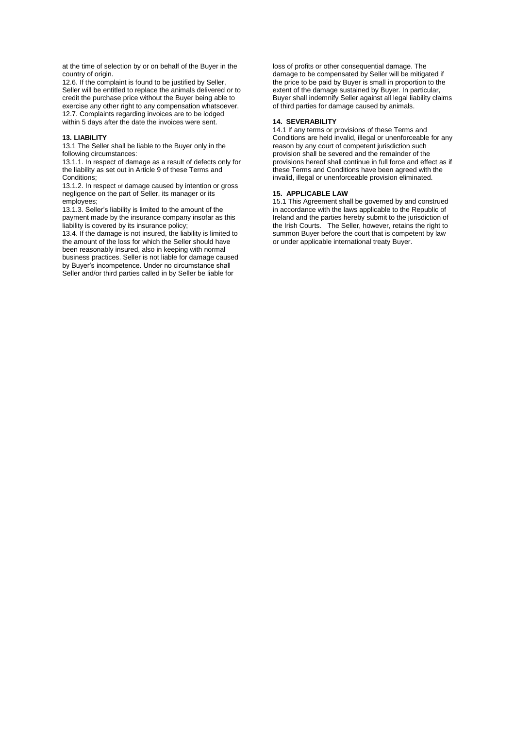at the time of selection by or on behalf of the Buyer in the country of origin.

12.6. If the complaint is found to be justified by Seller, Seller will be entitled to replace the animals delivered or to credit the purchase price without the Buyer being able to exercise any other right to any compensation whatsoever.

12.7. Complaints regarding invoices are to be lodged within 5 days after the date the invoices were sent.

**13. LIABILITY**

13.1 The Seller shall be liable to the Buyer only in the following circumstances:

13.1.1. In respect of damage as a result of defects only for the liability as set out in Article 9 of these Terms and Conditions;

13.1.2. In respect of damage caused by intention or gross negligence on the part of Seller, its manager or its employees;

13.1.3. Seller's liability is limited to the amount of the payment made by the insurance company insofar as this liability is covered by its insurance policy;

13.4. If the damage is not insured, the liability is limited to the amount of the loss for which the Seller should have been reasonably insured, also in keeping with normal business practices. Seller is not liable for damage caused by Buyer's incompetence. Under no circumstance shall Seller and/or third parties called in by Seller be liable for loss of profits or other consequential damage. The damage to be compensated by Seller will be mitigated if the price to be paid by Buyer is small in proportion to the extent of the damage sustained by Buyer. In particular, Buyer shall indemnify Seller against all legal liability claims of third parties for damage caused by animals.

**14. SEVERABILITY**

14.1 If any terms or provisions of these Terms and Conditions are held invalid, illegal or unenforceable for any reason by any court of competent jurisdiction such provision shall be severed and the remainder of the provisions hereof shall continue in full force and effect as if these Terms and Conditions have been agreed with the invalid, illegal or unenforceable provision eliminated.

**15. APPLICABLE LAW**

15.1 This Agreement shall be governed by and construed in accordance with the laws applicable to the Republic of Ireland and the parties hereby submit to the jurisdiction of the Irish Courts. The Seller, however, retains the right to summon Buyer before the court that is competent by law or under applicable international treaty Buyer.